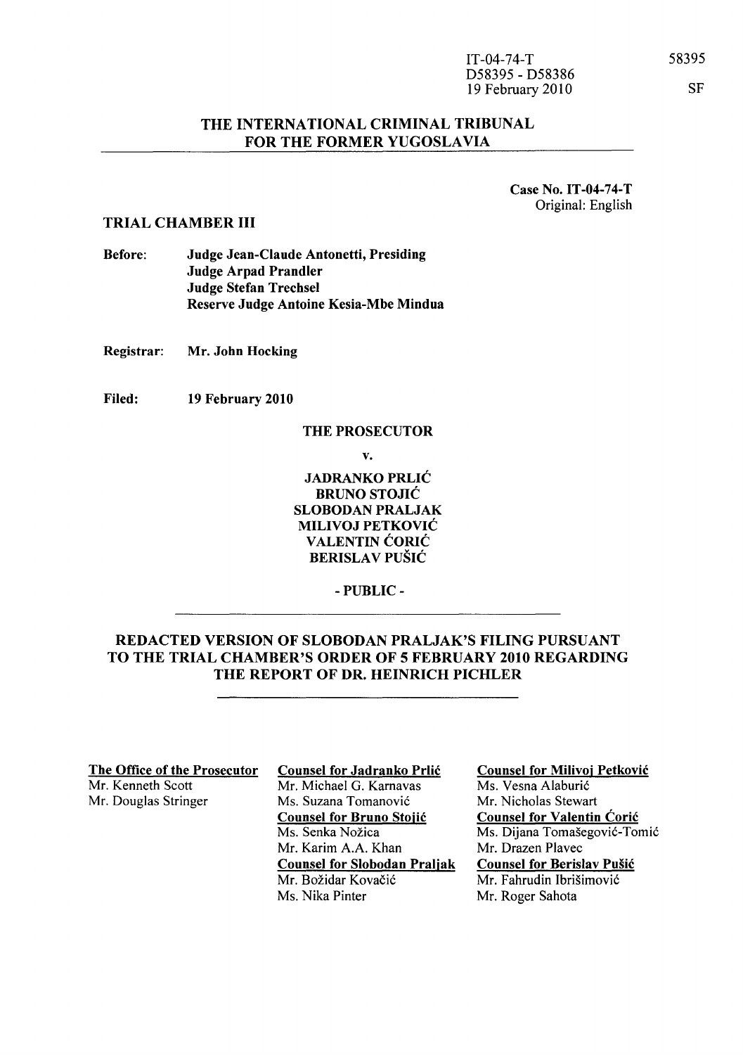IT-04-74-T
D58395 - D58386
19 February 2010

58395

SF

# THE INTERNATIONAL CRIMINAL TRIBUNAL FOR THE FORMER YUGOSLAVIA

**Case No. IT-04-74-T**
Original: English

**TRIAL CHAMBER III**

**Before:** **Judge Jean-Claude Antonetti, Presiding**
**Judge Arpad Prandler**
**Judge Stefan Trechsel**
**Reserve Judge Antoine Kesia-Mbe Mindua**

**Registrar:** **Mr. John Hocking**

**Filed:** **19 February 2010**

**THE PROSECUTOR**

**v.**

**JADRANKO PRLIĆ**
**BRUNO STOJIĆ**
**SLOBODAN PRALJAK**
**MILIVOJ PETKOVIĆ**
**VALENTIN ĆORIĆ**
**BERISLAV PUŠIĆ**

**- PUBLIC -**

## REDACTED VERSION OF SLOBODAN PRALJAK'S FILING PURSUANT TO THE TRIAL CHAMBER'S ORDER OF 5 FEBRUARY 2010 REGARDING THE REPORT OF DR. HEINRICH PICHLER

**The Office of the Prosecutor**
Mr. Kenneth Scott
Mr. Douglas Stringer

**Counsel for Jadranko Prlić**
Mr. Michael G. Karnavas
Ms. Suzana Tomanović

**Counsel for Bruno Stojić**
Ms. Senka Nožica
Mr. Karim A.A. Khan

**Counsel for Slobodan Praljak**
Mr. Božidar Kovačić
Ms. Nika Pinter

**Counsel for Milivoj Petković**
Ms. Vesna Alaburić
Mr. Nicholas Stewart

**Counsel for Valentin Ćorić**
Ms. Dijana Tomašegović-Tomić
Mr. Drazen Plavec

**Counsel for Berislav Pušić**
Mr. Fahrudin Ibrišimović
Mr. Roger Sahota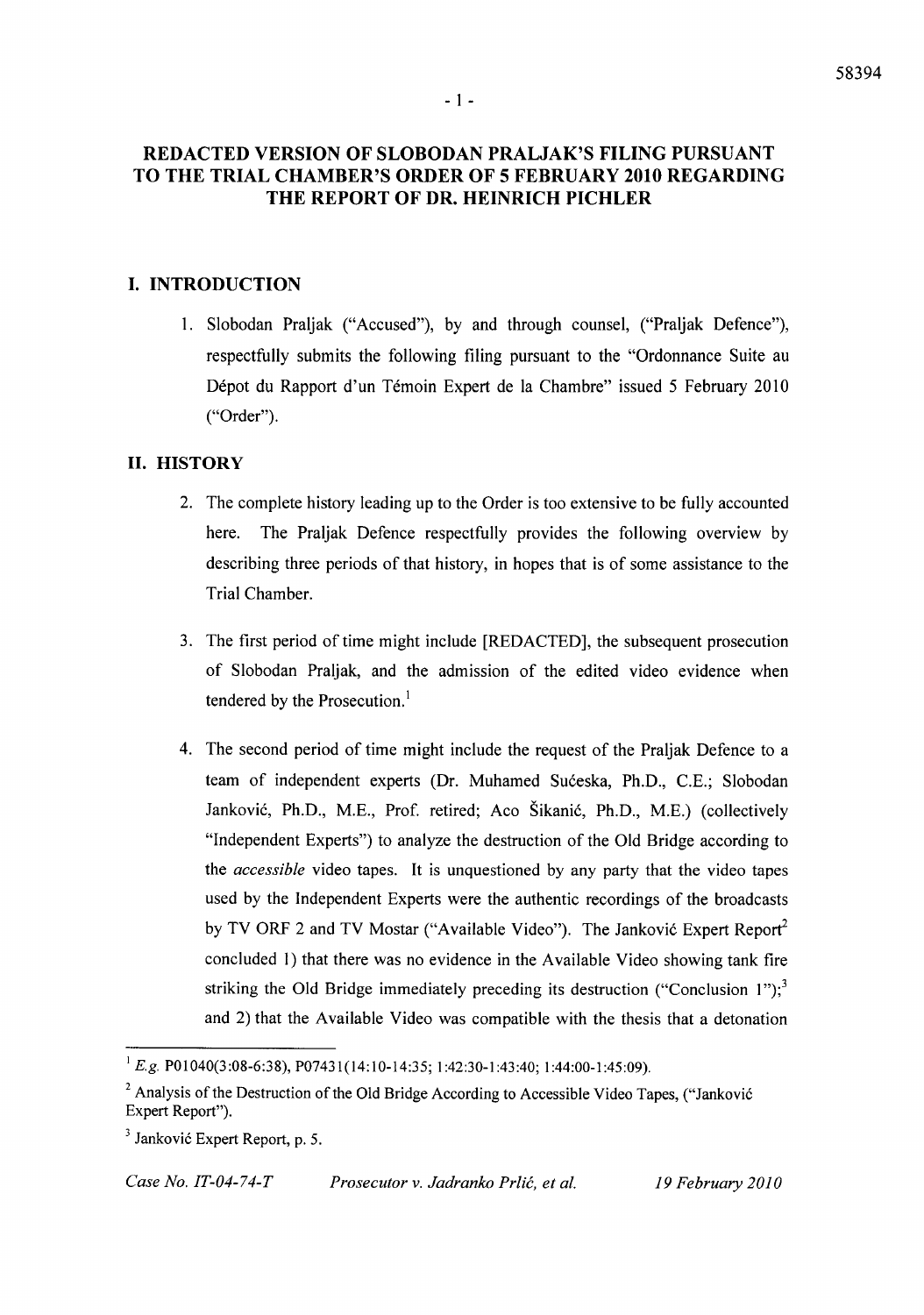# REDACTED VERSION OF SLOBODAN PRALJAK'S FILING PURSUANT TO THE TRIAL CHAMBER'S ORDER OF 5 FEBRUARY 2010 REGARDING THE REPORT OF DR. HEINRICH PICHLER

## I. INTRODUCTION

1. Slobodan Praljak ("Accused"), by and through counsel, ("Praljak Defence"), respectfully submits the following filing pursuant to the "Ordonnance Suite au Dépot du Rapport d'un Témoin Expert de la Chambre" issued 5 February 2010 ("Order").

## II. HISTORY

2. The complete history leading up to the Order is too extensive to be fully accounted here. The Praljak Defence respectfully provides the following overview by describing three periods of that history, in hopes that is of some assistance to the Trial Chamber.

3. The first period of time might include [REDACTED], the subsequent prosecution of Slobodan Praljak, and the admission of the edited video evidence when tendered by the Prosecution.[1]

4. The second period of time might include the request of the Praljak Defence to a team of independent experts (Dr. Muhamed Sućeska, Ph.D., C.E.; Slobodan Janković, Ph.D., M.E., Prof. retired; Aco Šikanić, Ph.D., M.E.) (collectively "Independent Experts") to analyze the destruction of the Old Bridge according to the *accessible* video tapes. It is unquestioned by any party that the video tapes used by the Independent Experts were the authentic recordings of the broadcasts by TV ORF 2 and TV Mostar ("Available Video"). The Janković Expert Report[2] concluded 1) that there was no evidence in the Available Video showing tank fire striking the Old Bridge immediately preceding its destruction ("Conclusion 1");[3] and 2) that the Available Video was compatible with the thesis that a detonation

---

[1] *E.g.* P01040(3:08-6:38), P07431(14:10-14:35; 1:42:30-1:43:40; 1:44:00-1:45:09).

[2] Analysis of the Destruction of the Old Bridge According to Accessible Video Tapes, ("Janković Expert Report").

[3] Janković Expert Report, p. 5.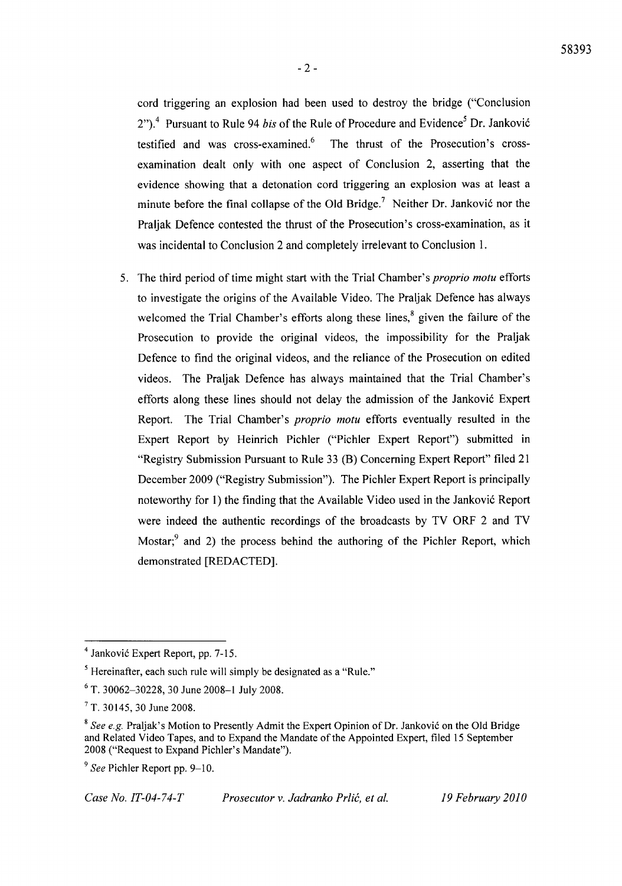cord triggering an explosion had been used to destroy the bridge ("Conclusion 2").[4] Pursuant to Rule 94 *bis* of the Rule of Procedure and Evidence[5] Dr. Janković testified and was cross-examined.[6] The thrust of the Prosecution's cross-examination dealt only with one aspect of Conclusion 2, asserting that the evidence showing that a detonation cord triggering an explosion was at least a minute before the final collapse of the Old Bridge.[7] Neither Dr. Janković nor the Praljak Defence contested the thrust of the Prosecution's cross-examination, as it was incidental to Conclusion 2 and completely irrelevant to Conclusion 1.

5. The third period of time might start with the Trial Chamber's *proprio motu* efforts to investigate the origins of the Available Video. The Praljak Defence has always welcomed the Trial Chamber's efforts along these lines,[8] given the failure of the Prosecution to provide the original videos, the impossibility for the Praljak Defence to find the original videos, and the reliance of the Prosecution on edited videos. The Praljak Defence has always maintained that the Trial Chamber's efforts along these lines should not delay the admission of the Janković Expert Report. The Trial Chamber's *proprio motu* efforts eventually resulted in the Expert Report by Heinrich Pichler ("Pichler Expert Report") submitted in "Registry Submission Pursuant to Rule 33 (B) Concerning Expert Report" filed 21 December 2009 ("Registry Submission"). The Pichler Expert Report is principally noteworthy for 1) the finding that the Available Video used in the Janković Report were indeed the authentic recordings of the broadcasts by TV ORF 2 and TV Mostar;[9] and 2) the process behind the authoring of the Pichler Report, which demonstrated [REDACTED].

---

[4] Janković Expert Report, pp. 7-15.

[5] Hereinafter, each such rule will simply be designated as a "Rule."

[6] T. 30062–30228, 30 June 2008–1 July 2008.

[7] T. 30145, 30 June 2008.

[8] *See e.g.* Praljak's Motion to Presently Admit the Expert Opinion of Dr. Janković on the Old Bridge and Related Video Tapes, and to Expand the Mandate of the Appointed Expert, filed 15 September 2008 ("Request to Expand Pichler's Mandate").

[9] *See* Pichler Report pp. 9–10.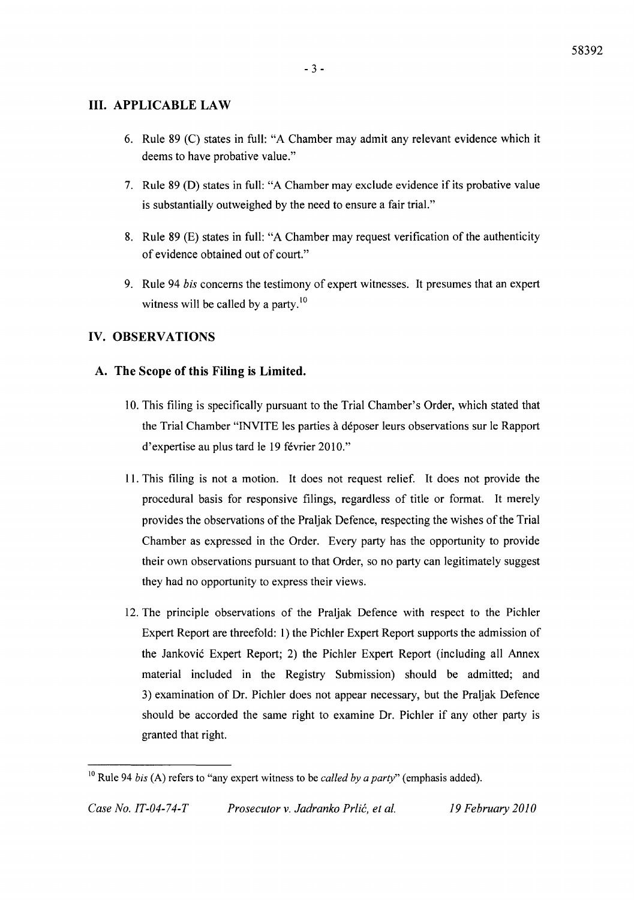## III. APPLICABLE LAW

6. Rule 89 (C) states in full: "A Chamber may admit any relevant evidence which it deems to have probative value."

7. Rule 89 (D) states in full: "A Chamber may exclude evidence if its probative value is substantially outweighed by the need to ensure a fair trial."

8. Rule 89 (E) states in full: "A Chamber may request verification of the authenticity of evidence obtained out of court."

9. Rule 94 *bis* concerns the testimony of expert witnesses. It presumes that an expert witness will be called by a party.[10]

## IV. OBSERVATIONS

### A. The Scope of this Filing is Limited.

10. This filing is specifically pursuant to the Trial Chamber's Order, which stated that the Trial Chamber "INVITE les parties à déposer leurs observations sur le Rapport d'expertise au plus tard le 19 février 2010."

11. This filing is not a motion. It does not request relief. It does not provide the procedural basis for responsive filings, regardless of title or format. It merely provides the observations of the Praljak Defence, respecting the wishes of the Trial Chamber as expressed in the Order. Every party has the opportunity to provide their own observations pursuant to that Order, so no party can legitimately suggest they had no opportunity to express their views.

12. The principle observations of the Praljak Defence with respect to the Pichler Expert Report are threefold: 1) the Pichler Expert Report supports the admission of the Janković Expert Report; 2) the Pichler Expert Report (including all Annex material included in the Registry Submission) should be admitted; and 3) examination of Dr. Pichler does not appear necessary, but the Praljak Defence should be accorded the same right to examine Dr. Pichler if any other party is granted that right.

---

[10] Rule 94 *bis* (A) refers to "any expert witness to be *called by a party*" (emphasis added).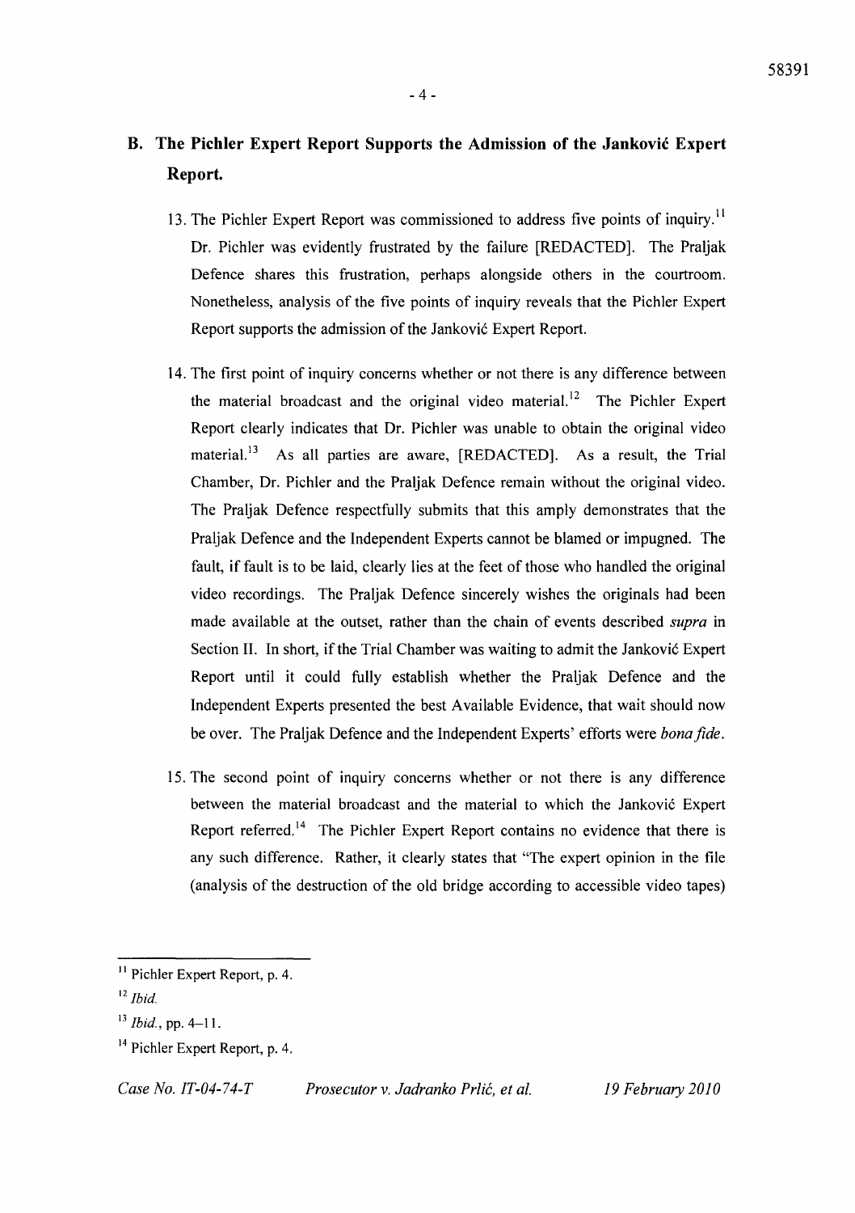## B. The Pichler Expert Report Supports the Admission of the Janković Expert Report.

13. The Pichler Expert Report was commissioned to address five points of inquiry.[11] Dr. Pichler was evidently frustrated by the failure [REDACTED]. The Praljak Defence shares this frustration, perhaps alongside others in the courtroom. Nonetheless, analysis of the five points of inquiry reveals that the Pichler Expert Report supports the admission of the Janković Expert Report.

14. The first point of inquiry concerns whether or not there is any difference between the material broadcast and the original video material.[12] The Pichler Expert Report clearly indicates that Dr. Pichler was unable to obtain the original video material.[13] As all parties are aware, [REDACTED]. As a result, the Trial Chamber, Dr. Pichler and the Praljak Defence remain without the original video. The Praljak Defence respectfully submits that this amply demonstrates that the Praljak Defence and the Independent Experts cannot be blamed or impugned. The fault, if fault is to be laid, clearly lies at the feet of those who handled the original video recordings. The Praljak Defence sincerely wishes the originals had been made available at the outset, rather than the chain of events described *supra* in Section II. In short, if the Trial Chamber was waiting to admit the Janković Expert Report until it could fully establish whether the Praljak Defence and the Independent Experts presented the best Available Evidence, that wait should now be over. The Praljak Defence and the Independent Experts' efforts were *bona fide*.

15. The second point of inquiry concerns whether or not there is any difference between the material broadcast and the material to which the Janković Expert Report referred.[14] The Pichler Expert Report contains no evidence that there is any such difference. Rather, it clearly states that "The expert opinion in the file (analysis of the destruction of the old bridge according to accessible video tapes)

---

[11] Pichler Expert Report, p. 4.

[12] *Ibid.*

[13] *Ibid.*, pp. 4–11.

[14] Pichler Expert Report, p. 4.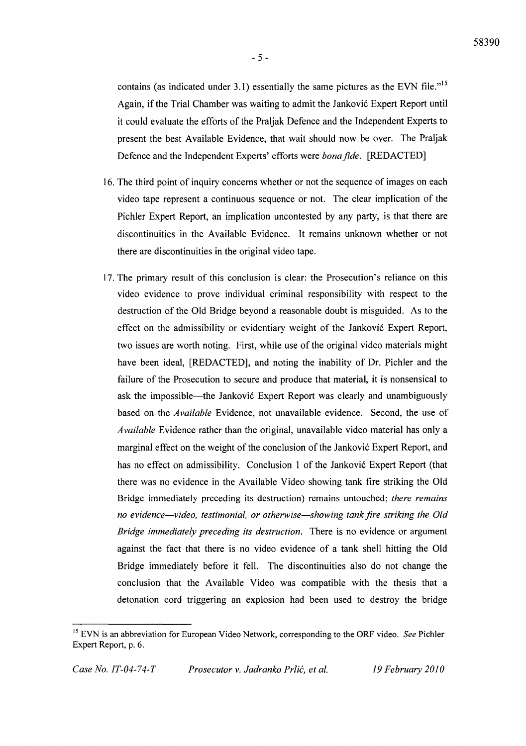contains (as indicated under 3.1) essentially the same pictures as the EVN file."[15] Again, if the Trial Chamber was waiting to admit the Janković Expert Report until it could evaluate the efforts of the Praljak Defence and the Independent Experts to present the best Available Evidence, that wait should now be over. The Praljak Defence and the Independent Experts' efforts were *bona fide*. [REDACTED]

16. The third point of inquiry concerns whether or not the sequence of images on each video tape represent a continuous sequence or not. The clear implication of the Pichler Expert Report, an implication uncontested by any party, is that there are discontinuities in the Available Evidence. It remains unknown whether or not there are discontinuities in the original video tape.

17. The primary result of this conclusion is clear: the Prosecution's reliance on this video evidence to prove individual criminal responsibility with respect to the destruction of the Old Bridge beyond a reasonable doubt is misguided. As to the effect on the admissibility or evidentiary weight of the Janković Expert Report, two issues are worth noting. First, while use of the original video materials might have been ideal, [REDACTED], and noting the inability of Dr. Pichler and the failure of the Prosecution to secure and produce that material, it is nonsensical to ask the impossible—the Janković Expert Report was clearly and unambiguously based on the *Available* Evidence, not unavailable evidence. Second, the use of *Available* Evidence rather than the original, unavailable video material has only a marginal effect on the weight of the conclusion of the Janković Expert Report, and has no effect on admissibility. Conclusion 1 of the Janković Expert Report (that there was no evidence in the Available Video showing tank fire striking the Old Bridge immediately preceding its destruction) remains untouched; *there remains no evidence—video, testimonial, or otherwise—showing tank fire striking the Old Bridge immediately preceding its destruction.* There is no evidence or argument against the fact that there is no video evidence of a tank shell hitting the Old Bridge immediately before it fell. The discontinuities also do not change the conclusion that the Available Video was compatible with the thesis that a detonation cord triggering an explosion had been used to destroy the bridge

---

[15] EVN is an abbreviation for European Video Network, corresponding to the ORF video. *See* Pichler Expert Report, p. 6.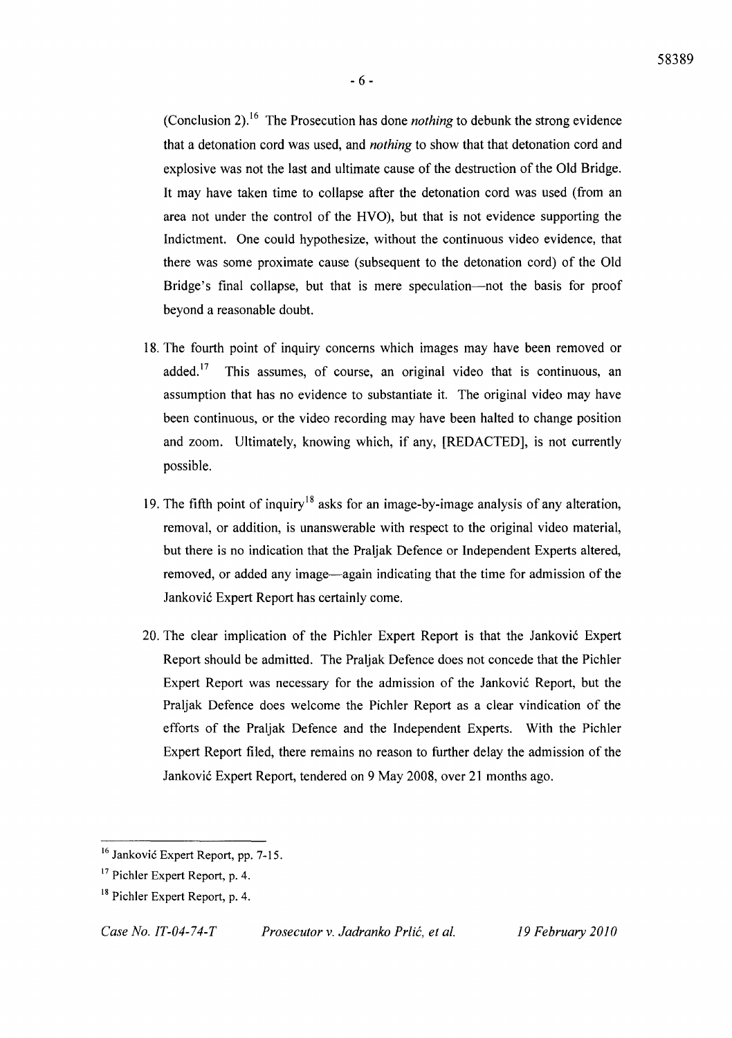(Conclusion 2).[16] The Prosecution has done *nothing* to debunk the strong evidence that a detonation cord was used, and *nothing* to show that that detonation cord and explosive was not the last and ultimate cause of the destruction of the Old Bridge. It may have taken time to collapse after the detonation cord was used (from an area not under the control of the HVO), but that is not evidence supporting the Indictment. One could hypothesize, without the continuous video evidence, that there was some proximate cause (subsequent to the detonation cord) of the Old Bridge's final collapse, but that is mere speculation—not the basis for proof beyond a reasonable doubt.

18. The fourth point of inquiry concerns which images may have been removed or added.[17] This assumes, of course, an original video that is continuous, an assumption that has no evidence to substantiate it. The original video may have been continuous, or the video recording may have been halted to change position and zoom. Ultimately, knowing which, if any, [REDACTED], is not currently possible.

19. The fifth point of inquiry[18] asks for an image-by-image analysis of any alteration, removal, or addition, is unanswerable with respect to the original video material, but there is no indication that the Praljak Defence or Independent Experts altered, removed, or added any image—again indicating that the time for admission of the Janković Expert Report has certainly come.

20. The clear implication of the Pichler Expert Report is that the Janković Expert Report should be admitted. The Praljak Defence does not concede that the Pichler Expert Report was necessary for the admission of the Janković Report, but the Praljak Defence does welcome the Pichler Report as a clear vindication of the efforts of the Praljak Defence and the Independent Experts. With the Pichler Expert Report filed, there remains no reason to further delay the admission of the Janković Expert Report, tendered on 9 May 2008, over 21 months ago.

---

[16] Janković Expert Report, pp. 7-15.

[17] Pichler Expert Report, p. 4.

[18] Pichler Expert Report, p. 4.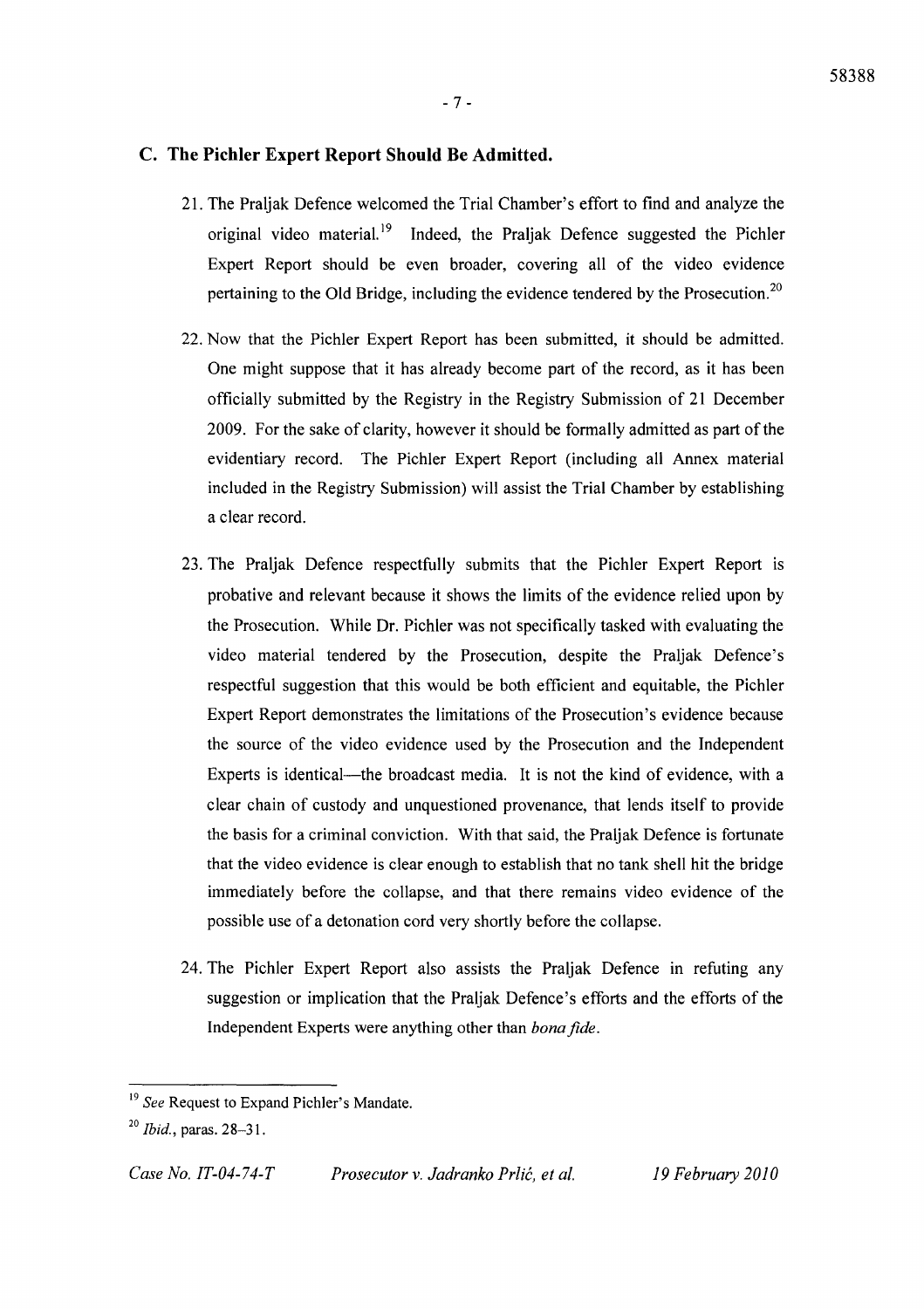## C. The Pichler Expert Report Should Be Admitted.

21. The Praljak Defence welcomed the Trial Chamber's effort to find and analyze the original video material.[19] Indeed, the Praljak Defence suggested the Pichler Expert Report should be even broader, covering all of the video evidence pertaining to the Old Bridge, including the evidence tendered by the Prosecution.[20]

22. Now that the Pichler Expert Report has been submitted, it should be admitted. One might suppose that it has already become part of the record, as it has been officially submitted by the Registry in the Registry Submission of 21 December 2009. For the sake of clarity, however it should be formally admitted as part of the evidentiary record. The Pichler Expert Report (including all Annex material included in the Registry Submission) will assist the Trial Chamber by establishing a clear record.

23. The Praljak Defence respectfully submits that the Pichler Expert Report is probative and relevant because it shows the limits of the evidence relied upon by the Prosecution. While Dr. Pichler was not specifically tasked with evaluating the video material tendered by the Prosecution, despite the Praljak Defence's respectful suggestion that this would be both efficient and equitable, the Pichler Expert Report demonstrates the limitations of the Prosecution's evidence because the source of the video evidence used by the Prosecution and the Independent Experts is identical—the broadcast media. It is not the kind of evidence, with a clear chain of custody and unquestioned provenance, that lends itself to provide the basis for a criminal conviction. With that said, the Praljak Defence is fortunate that the video evidence is clear enough to establish that no tank shell hit the bridge immediately before the collapse, and that there remains video evidence of the possible use of a detonation cord very shortly before the collapse.

24. The Pichler Expert Report also assists the Praljak Defence in refuting any suggestion or implication that the Praljak Defence's efforts and the efforts of the Independent Experts were anything other than *bona fide*.

---

[19] *See* Request to Expand Pichler's Mandate.

[20] *Ibid.*, paras. 28–31.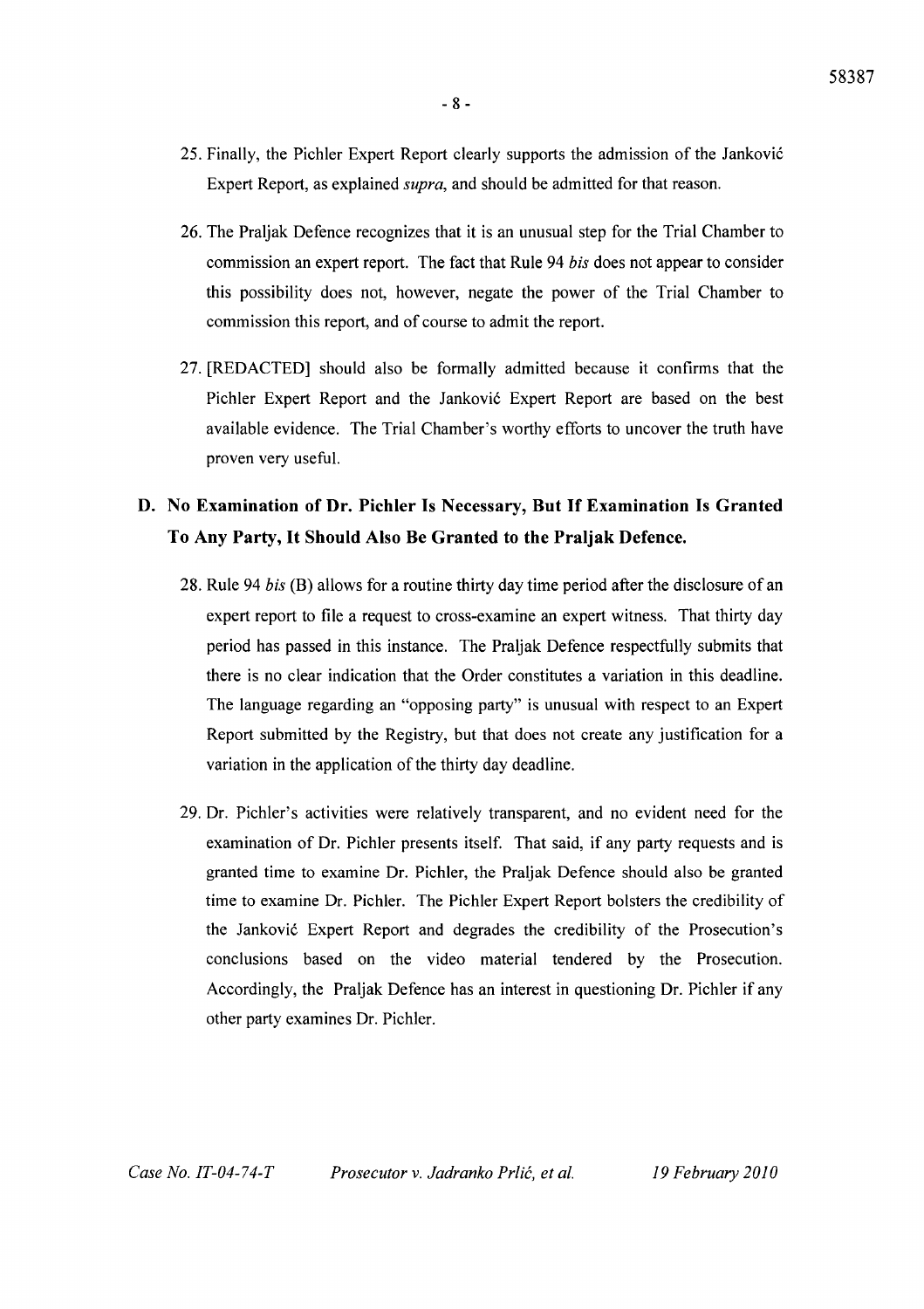25. Finally, the Pichler Expert Report clearly supports the admission of the Janković Expert Report, as explained *supra*, and should be admitted for that reason.

26. The Praljak Defence recognizes that it is an unusual step for the Trial Chamber to commission an expert report. The fact that Rule 94 *bis* does not appear to consider this possibility does not, however, negate the power of the Trial Chamber to commission this report, and of course to admit the report.

27. [REDACTED] should also be formally admitted because it confirms that the Pichler Expert Report and the Janković Expert Report are based on the best available evidence. The Trial Chamber's worthy efforts to uncover the truth have proven very useful.

## D. No Examination of Dr. Pichler Is Necessary, But If Examination Is Granted To Any Party, It Should Also Be Granted to the Praljak Defence.

28. Rule 94 *bis* (B) allows for a routine thirty day time period after the disclosure of an expert report to file a request to cross-examine an expert witness. That thirty day period has passed in this instance. The Praljak Defence respectfully submits that there is no clear indication that the Order constitutes a variation in this deadline. The language regarding an "opposing party" is unusual with respect to an Expert Report submitted by the Registry, but that does not create any justification for a variation in the application of the thirty day deadline.

29. Dr. Pichler's activities were relatively transparent, and no evident need for the examination of Dr. Pichler presents itself. That said, if any party requests and is granted time to examine Dr. Pichler, the Praljak Defence should also be granted time to examine Dr. Pichler. The Pichler Expert Report bolsters the credibility of the Janković Expert Report and degrades the credibility of the Prosecution's conclusions based on the video material tendered by the Prosecution. Accordingly, the Praljak Defence has an interest in questioning Dr. Pichler if any other party examines Dr. Pichler.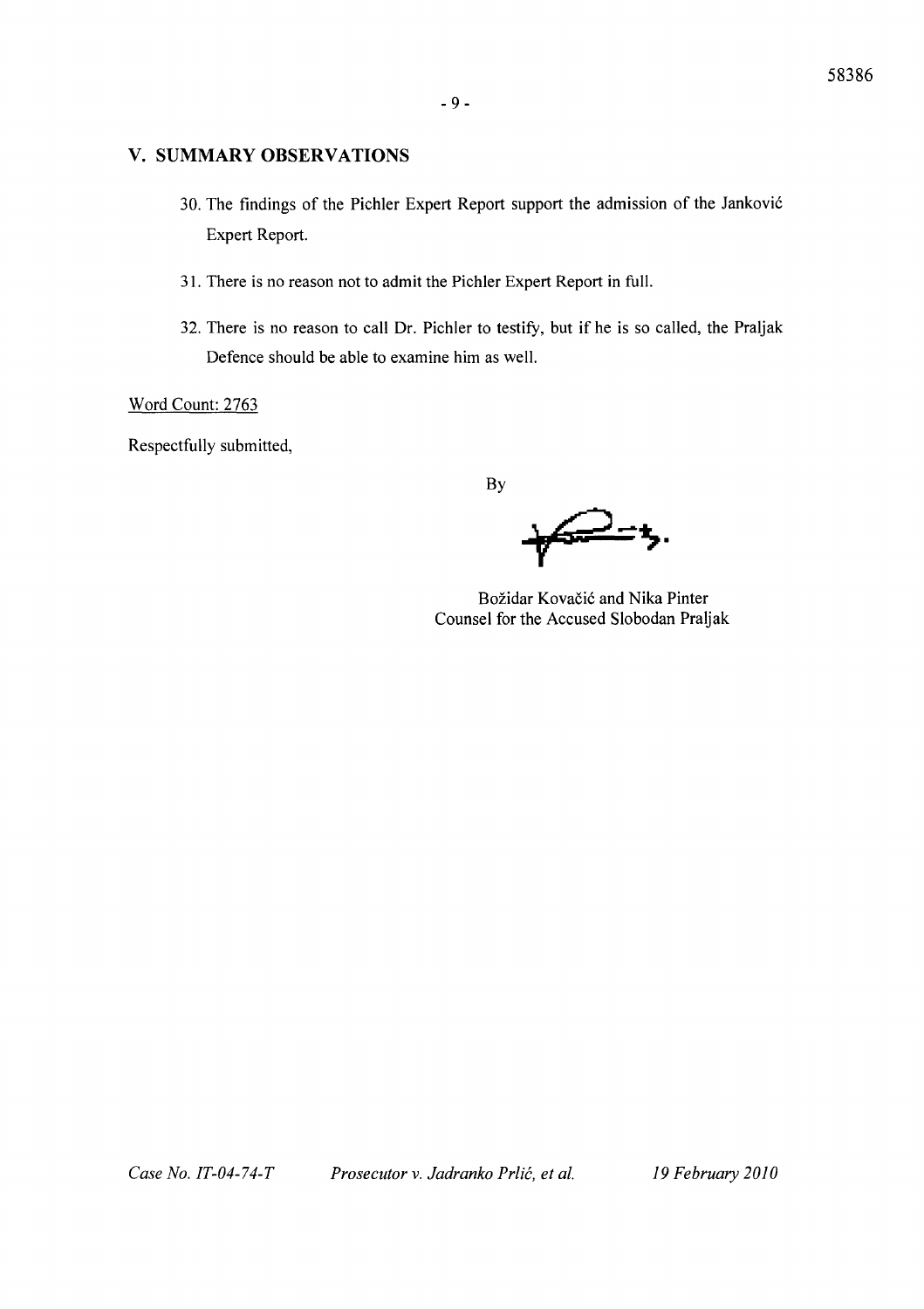## V. SUMMARY OBSERVATIONS

30. The findings of the Pichler Expert Report support the admission of the Janković Expert Report.

31. There is no reason not to admit the Pichler Expert Report in full.

32. There is no reason to call Dr. Pichler to testify, but if he is so called, the Praljak Defence should be able to examine him as well.

Word Count: 2763

Respectfully submitted,

By

Božidar Kovačić and Nika Pinter
Counsel for the Accused Slobodan Praljak